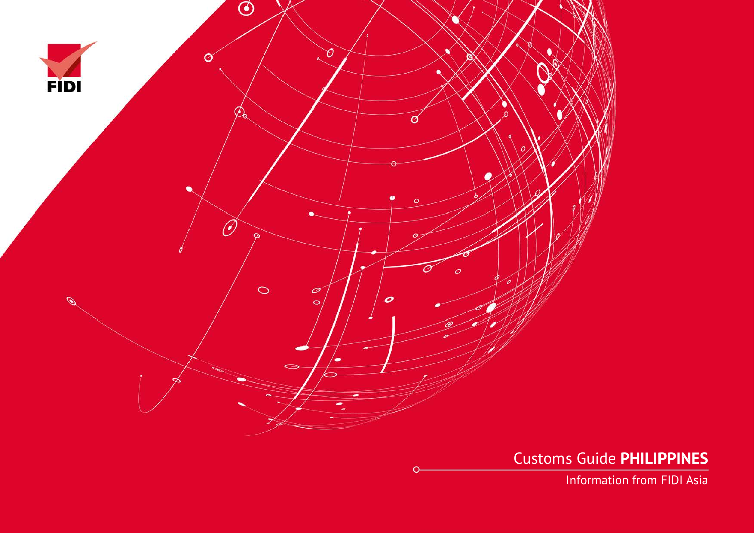FIDI

# Customs Guide **PHILIPPINES**

Information from FIDI Asia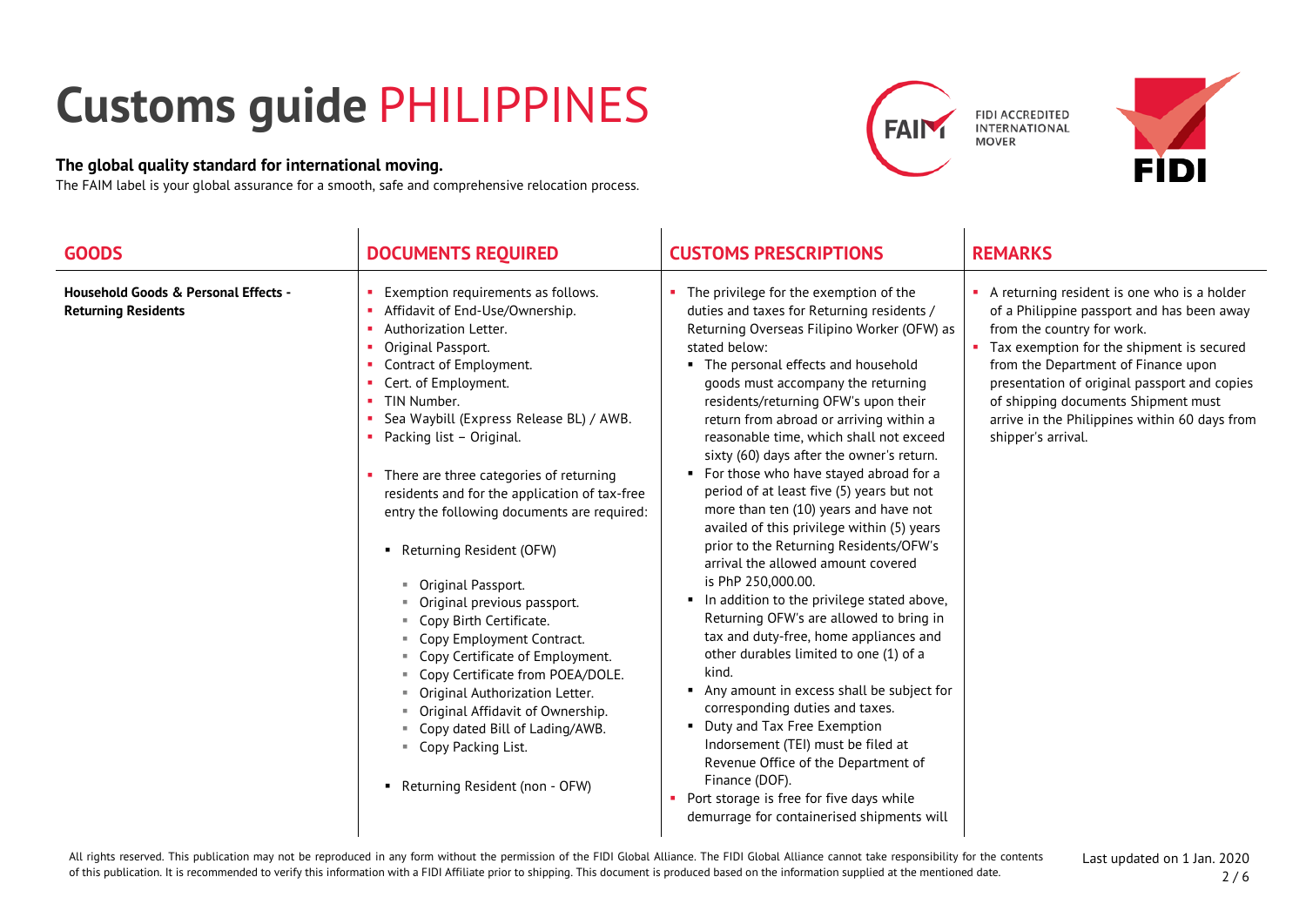# Customs guide PHILIPPINES

**The global quality standard for international moving.**

The FAIM label is your global assurance for a smooth, safe and comprehensive relocation process.

FIDI ACCREDITED INTERNATIONAL MOVER

| GOODS | DOCUMENTS REQUIRED | CUSTOMS PRESCRIPTIONS | REMARKS |
|---|---|---|---|
| **Household Goods & Personal Effects - Returning Residents** | ▪ Exemption requirements as follows.<br>▪ Affidavit of End-Use/Ownership.<br>▪ Authorization Letter.<br>▪ Original Passport.<br>▪ Contract of Employment.<br>▪ Cert. of Employment.<br>▪ TIN Number.<br>▪ Sea Waybill (Express Release BL) / AWB.<br>▪ Packing list – Original.<br><br>▪ There are three categories of returning residents and for the application of tax-free entry the following documents are required:<br><br>▪ Returning Resident (OFW)<br>  ▪ Original Passport.<br>  ▪ Original previous passport.<br>  ▪ Copy Birth Certificate.<br>  ▪ Copy Employment Contract.<br>  ▪ Copy Certificate of Employment.<br>  ▪ Copy Certificate from POEA/DOLE.<br>  ▪ Original Authorization Letter.<br>  ▪ Original Affidavit of Ownership.<br>  ▪ Copy dated Bill of Lading/AWB.<br>  ▪ Copy Packing List.<br><br>▪ Returning Resident (non - OFW) | ▪ The privilege for the exemption of the duties and taxes for Returning residents / Returning Overseas Filipino Worker (OFW) as stated below:<br>  ▪ The personal effects and household goods must accompany the returning residents/returning OFW's upon their return from abroad or arriving within a reasonable time, which shall not exceed sixty (60) days after the owner's return.<br>  ▪ For those who have stayed abroad for a period of at least five (5) years but not more than ten (10) years and have not availed of this privilege within (5) years prior to the Returning Residents/OFW's arrival the allowed amount covered is PhP 250,000.00.<br>  ▪ In addition to the privilege stated above, Returning OFW's are allowed to bring in tax and duty-free, home appliances and other durables limited to one (1) of a kind.<br>  ▪ Any amount in excess shall be subject for corresponding duties and taxes.<br>  ▪ Duty and Tax Free Exemption Indorsement (TEI) must be filed at Revenue Office of the Department of Finance (DOF).<br>▪ Port storage is free for five days while demurrage for containerised shipments will | ▪ A returning resident is one who is a holder of a Philippine passport and has been away from the country for work.<br>▪ Tax exemption for the shipment is secured from the Department of Finance upon presentation of original passport and copies of shipping documents Shipment must arrive in the Philippines within 60 days from shipper's arrival. |

All rights reserved. This publication may not be reproduced in any form without the permission of the FIDI Global Alliance. The FIDI Global Alliance cannot take responsibility for the contents of this publication. It is recommended to verify this information with a FIDI Affiliate prior to shipping. This document is produced based on the information supplied at the mentioned date.

Last updated on 1 Jan. 2020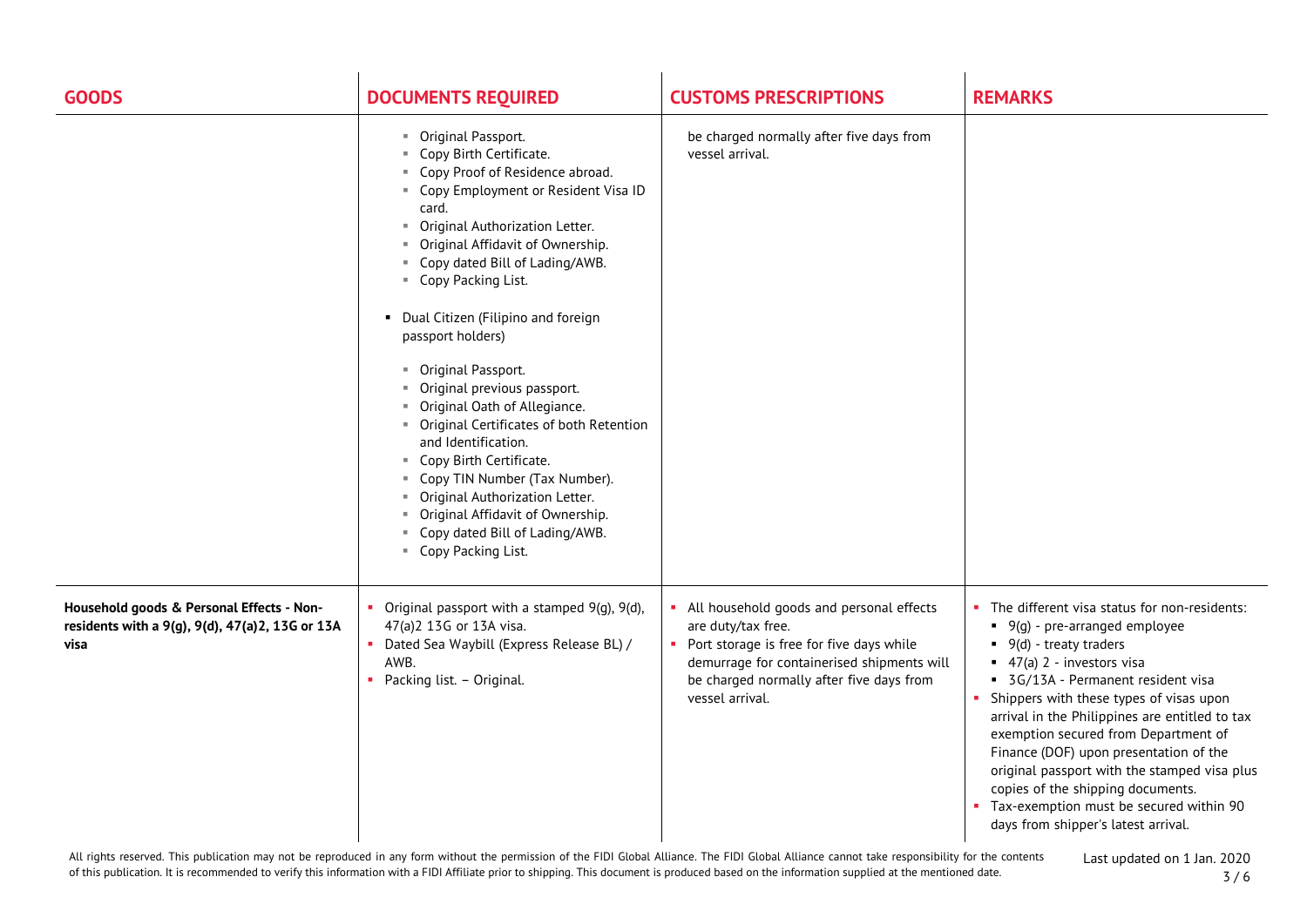| GOODS | DOCUMENTS REQUIRED | CUSTOMS PRESCRIPTIONS | REMARKS |
|---|---|---|---|
| | - Original Passport.<br>- Copy Birth Certificate.<br>- Copy Proof of Residence abroad.<br>- Copy Employment or Resident Visa ID card.<br>- Original Authorization Letter.<br>- Original Affidavit of Ownership.<br>- Copy dated Bill of Lading/AWB.<br>- Copy Packing List.<br><br>- Dual Citizen (Filipino and foreign passport holders)<br><br>- Original Passport.<br>- Original previous passport.<br>- Original Oath of Allegiance.<br>- Original Certificates of both Retention and Identification.<br>- Copy Birth Certificate.<br>- Copy TIN Number (Tax Number).<br>- Original Authorization Letter.<br>- Original Affidavit of Ownership.<br>- Copy dated Bill of Lading/AWB.<br>- Copy Packing List. | be charged normally after five days from vessel arrival. | |
| **Household goods & Personal Effects - Non-residents with a 9(g), 9(d), 47(a)2, 13G or 13A visa** | - Original passport with a stamped 9(g), 9(d), 47(a)2 13G or 13A visa.<br>- Dated Sea Waybill (Express Release BL) / AWB.<br>- Packing list. – Original. | - All household goods and personal effects are duty/tax free.<br>- Port storage is free for five days while demurrage for containerised shipments will be charged normally after five days from vessel arrival. | - The different visa status for non-residents:<br>  - 9(g) - pre-arranged employee<br>  - 9(d) - treaty traders<br>  - 47(a) 2 - investors visa<br>  - 3G/13A - Permanent resident visa<br>- Shippers with these types of visas upon arrival in the Philippines are entitled to tax exemption secured from Department of Finance (DOF) upon presentation of the original passport with the stamped visa plus copies of the shipping documents.<br>- Tax-exemption must be secured within 90 days from shipper's latest arrival. |

All rights reserved. This publication may not be reproduced in any form without the permission of the FIDI Global Alliance. The FIDI Global Alliance cannot take responsibility for the contents of this publication. It is recommended to verify this information with a FIDI Affiliate prior to shipping. This document is produced based on the information supplied at the mentioned date.

Last updated on 1 Jan. 2020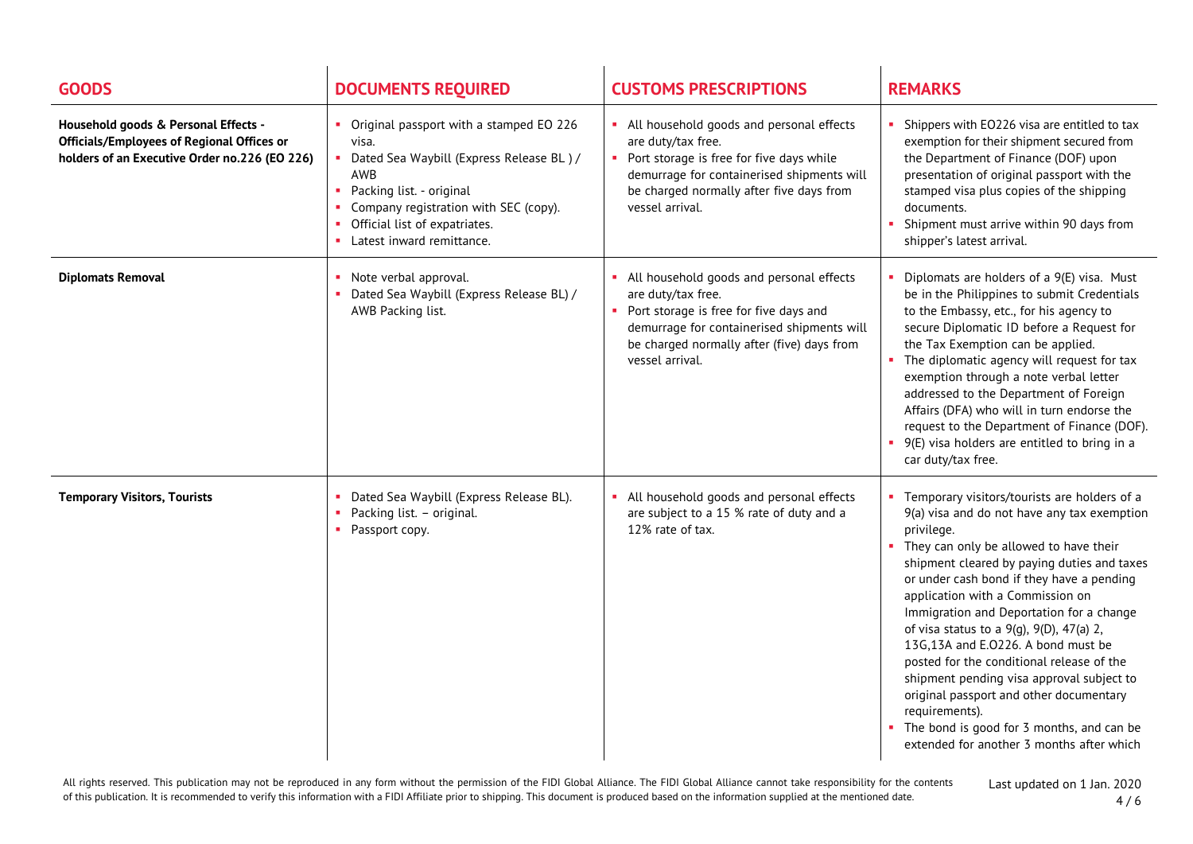| GOODS | DOCUMENTS REQUIRED | CUSTOMS PRESCRIPTIONS | REMARKS |
|---|---|---|---|
| **Household goods & Personal Effects - Officials/Employees of Regional Offices or holders of an Executive Order no.226 (EO 226)** | • Original passport with a stamped EO 226 visa.<br>• Dated Sea Waybill (Express Release BL ) / AWB<br>• Packing list. - original<br>• Company registration with SEC (copy).<br>• Official list of expatriates.<br>• Latest inward remittance. | • All household goods and personal effects are duty/tax free.<br>• Port storage is free for five days while demurrage for containerised shipments will be charged normally after five days from vessel arrival. | • Shippers with EO226 visa are entitled to tax exemption for their shipment secured from the Department of Finance (DOF) upon presentation of original passport with the stamped visa plus copies of the shipping documents.<br>• Shipment must arrive within 90 days from shipper's latest arrival. |
| **Diplomats Removal** | • Note verbal approval.<br>• Dated Sea Waybill (Express Release BL) / AWB Packing list. | • All household goods and personal effects are duty/tax free.<br>• Port storage is free for five days and demurrage for containerised shipments will be charged normally after (five) days from vessel arrival. | • Diplomats are holders of a 9(E) visa. Must be in the Philippines to submit Credentials to the Embassy, etc., for his agency to secure Diplomatic ID before a Request for the Tax Exemption can be applied.<br>• The diplomatic agency will request for tax exemption through a note verbal letter addressed to the Department of Foreign Affairs (DFA) who will in turn endorse the request to the Department of Finance (DOF).<br>• 9(E) visa holders are entitled to bring in a car duty/tax free. |
| **Temporary Visitors, Tourists** | • Dated Sea Waybill (Express Release BL).<br>• Packing list. – original.<br>• Passport copy. | • All household goods and personal effects are subject to a 15 % rate of duty and a 12% rate of tax. | • Temporary visitors/tourists are holders of a 9(a) visa and do not have any tax exemption privilege.<br>• They can only be allowed to have their shipment cleared by paying duties and taxes or under cash bond if they have a pending application with a Commission on Immigration and Deportation for a change of visa status to a 9(g), 9(D), 47(a) 2, 13G,13A and E.O226. A bond must be posted for the conditional release of the shipment pending visa approval subject to original passport and other documentary requirements).<br>• The bond is good for 3 months, and can be extended for another 3 months after which |

All rights reserved. This publication may not be reproduced in any form without the permission of the FIDI Global Alliance. The FIDI Global Alliance cannot take responsibility for the contents of this publication. It is recommended to verify this information with a FIDI Affiliate prior to shipping. This document is produced based on the information supplied at the mentioned date.

Last updated on 1 Jan. 2020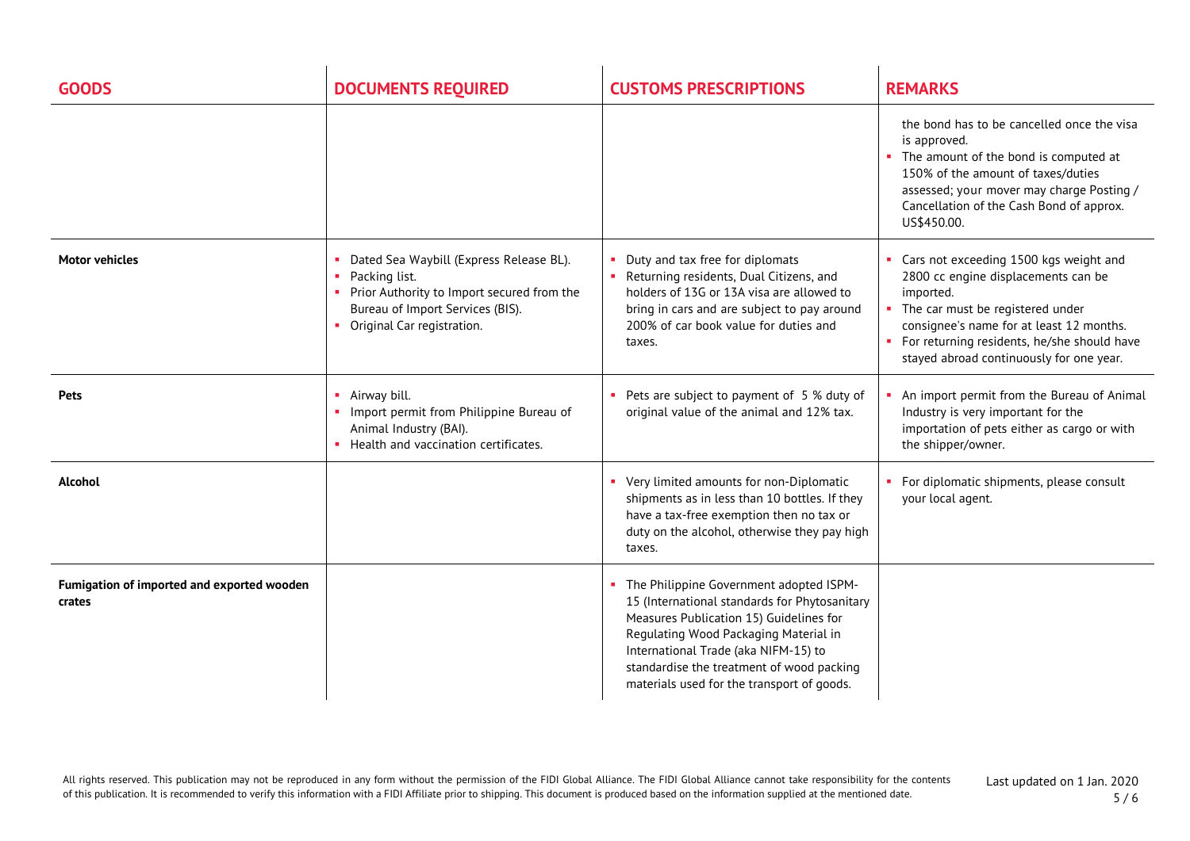| GOODS | DOCUMENTS REQUIRED | CUSTOMS PRESCRIPTIONS | REMARKS |
|---|---|---|---|
| | | | the bond has to be cancelled once the visa is approved.<br>• The amount of the bond is computed at 150% of the amount of taxes/duties assessed; your mover may charge Posting / Cancellation of the Cash Bond of approx. US$450.00. |
| **Motor vehicles** | • Dated Sea Waybill (Express Release BL).<br>• Packing list.<br>• Prior Authority to Import secured from the Bureau of Import Services (BIS).<br>• Original Car registration. | • Duty and tax free for diplomats<br>• Returning residents, Dual Citizens, and holders of 13G or 13A visa are allowed to bring in cars and are subject to pay around 200% of car book value for duties and taxes. | • Cars not exceeding 1500 kgs weight and 2800 cc engine displacements can be imported.<br>• The car must be registered under consignee's name for at least 12 months.<br>• For returning residents, he/she should have stayed abroad continuously for one year. |
| **Pets** | • Airway bill.<br>• Import permit from Philippine Bureau of Animal Industry (BAI).<br>• Health and vaccination certificates. | • Pets are subject to payment of 5 % duty of original value of the animal and 12% tax. | • An import permit from the Bureau of Animal Industry is very important for the importation of pets either as cargo or with the shipper/owner. |
| **Alcohol** | | • Very limited amounts for non-Diplomatic shipments as in less than 10 bottles. If they have a tax-free exemption then no tax or duty on the alcohol, otherwise they pay high taxes. | • For diplomatic shipments, please consult your local agent. |
| **Fumigation of imported and exported wooden crates** | | • The Philippine Government adopted ISPM-15 (International standards for Phytosanitary Measures Publication 15) Guidelines for Regulating Wood Packaging Material in International Trade (aka NIFM-15) to standardise the treatment of wood packing materials used for the transport of goods. | |

All rights reserved. This publication may not be reproduced in any form without the permission of the FIDI Global Alliance. The FIDI Global Alliance cannot take responsibility for the contents of this publication. It is recommended to verify this information with a FIDI Affiliate prior to shipping. This document is produced based on the information supplied at the mentioned date.

Last updated on 1 Jan. 2020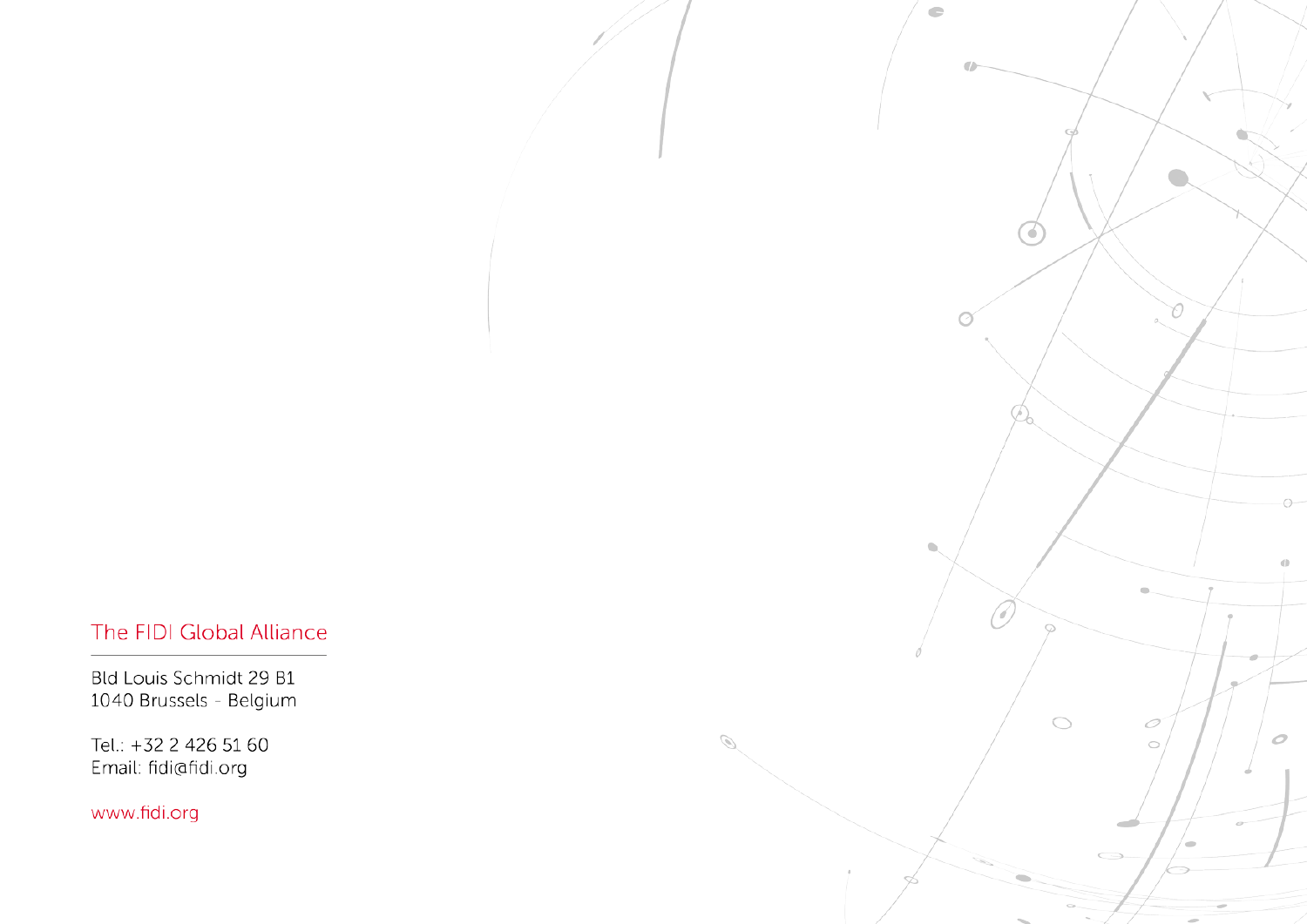The FIDI Global Alliance

Bld Louis Schmidt 29 B1
1040 Brussels - Belgium

Tel.: +32 2 426 51 60
Email: fidi@fidi.org

www.fidi.org